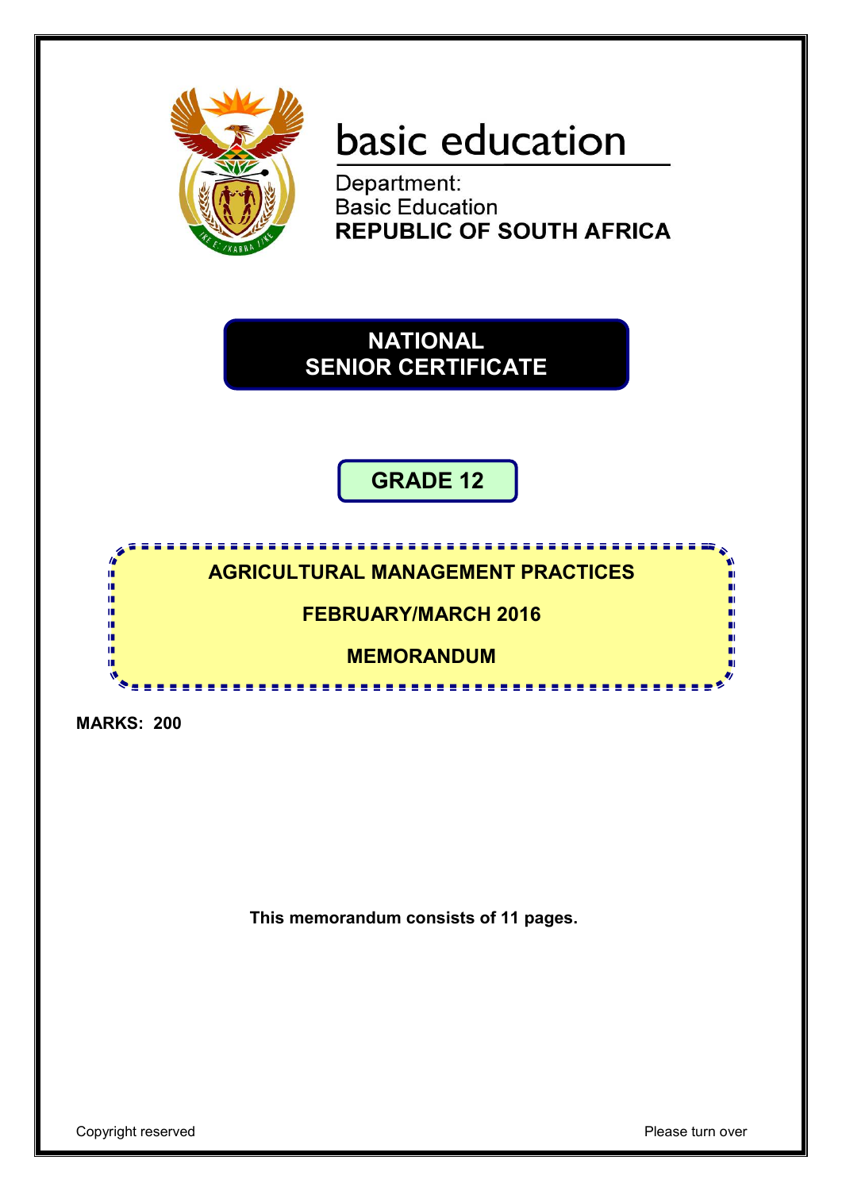basic education

Department:
Basic Education
**REPUBLIC OF SOUTH AFRICA**

# NATIONAL SENIOR CERTIFICATE

## GRADE 12

## AGRICULTURAL MANAGEMENT PRACTICES

## FEBRUARY/MARCH 2016

## MEMORANDUM

**MARKS: 200**

**This memorandum consists of 11 pages.**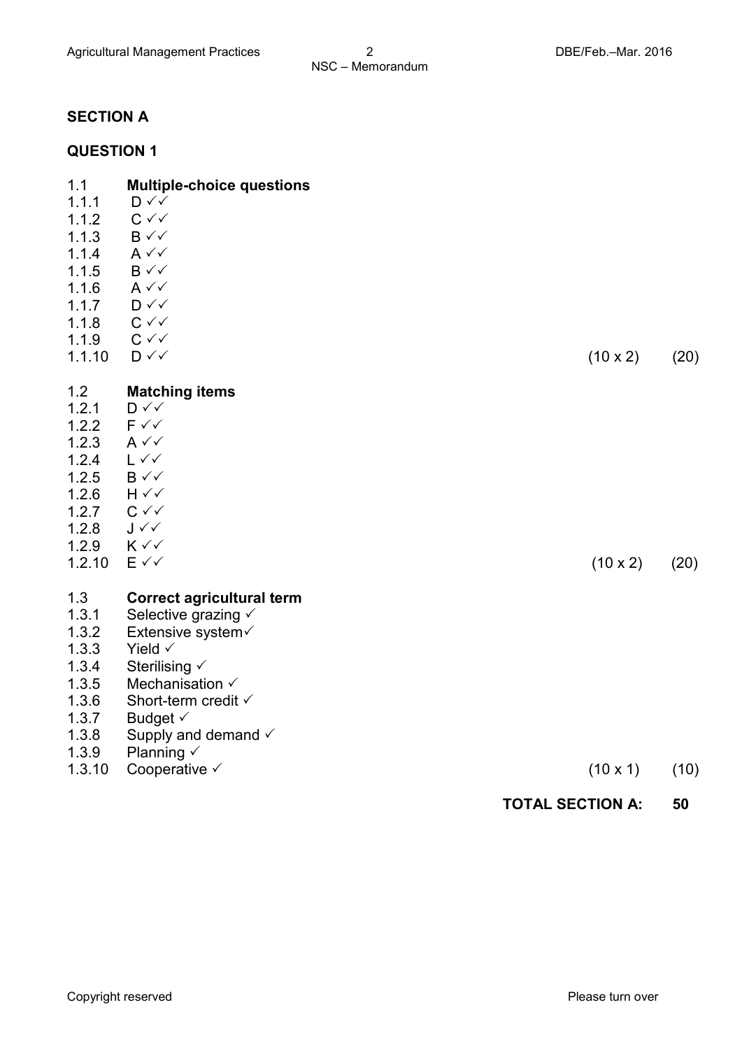## SECTION A

### QUESTION 1

**1.1 Multiple-choice questions**

1.1.1 D ✓✓
1.1.2 C ✓✓
1.1.3 B ✓✓
1.1.4 A ✓✓
1.1.5 B ✓✓
1.1.6 A ✓✓
1.1.7 D ✓✓
1.1.8 C ✓✓
1.1.9 C ✓✓
1.1.10 D ✓✓ (10 x 2) (20)

**1.2 Matching items**

1.2.1 D ✓✓
1.2.2 F ✓✓
1.2.3 A ✓✓
1.2.4 L ✓✓
1.2.5 B ✓✓
1.2.6 H ✓✓
1.2.7 C ✓✓
1.2.8 J ✓✓
1.2.9 K ✓✓
1.2.10 E ✓✓ (10 x 2) (20)

**1.3 Correct agricultural term**

1.3.1 Selective grazing ✓
1.3.2 Extensive system✓
1.3.3 Yield ✓
1.3.4 Sterilising ✓
1.3.5 Mechanisation ✓
1.3.6 Short-term credit ✓
1.3.7 Budget ✓
1.3.8 Supply and demand ✓
1.3.9 Planning ✓
1.3.10 Cooperative ✓ (10 x 1) (10)

**TOTAL SECTION A: 50**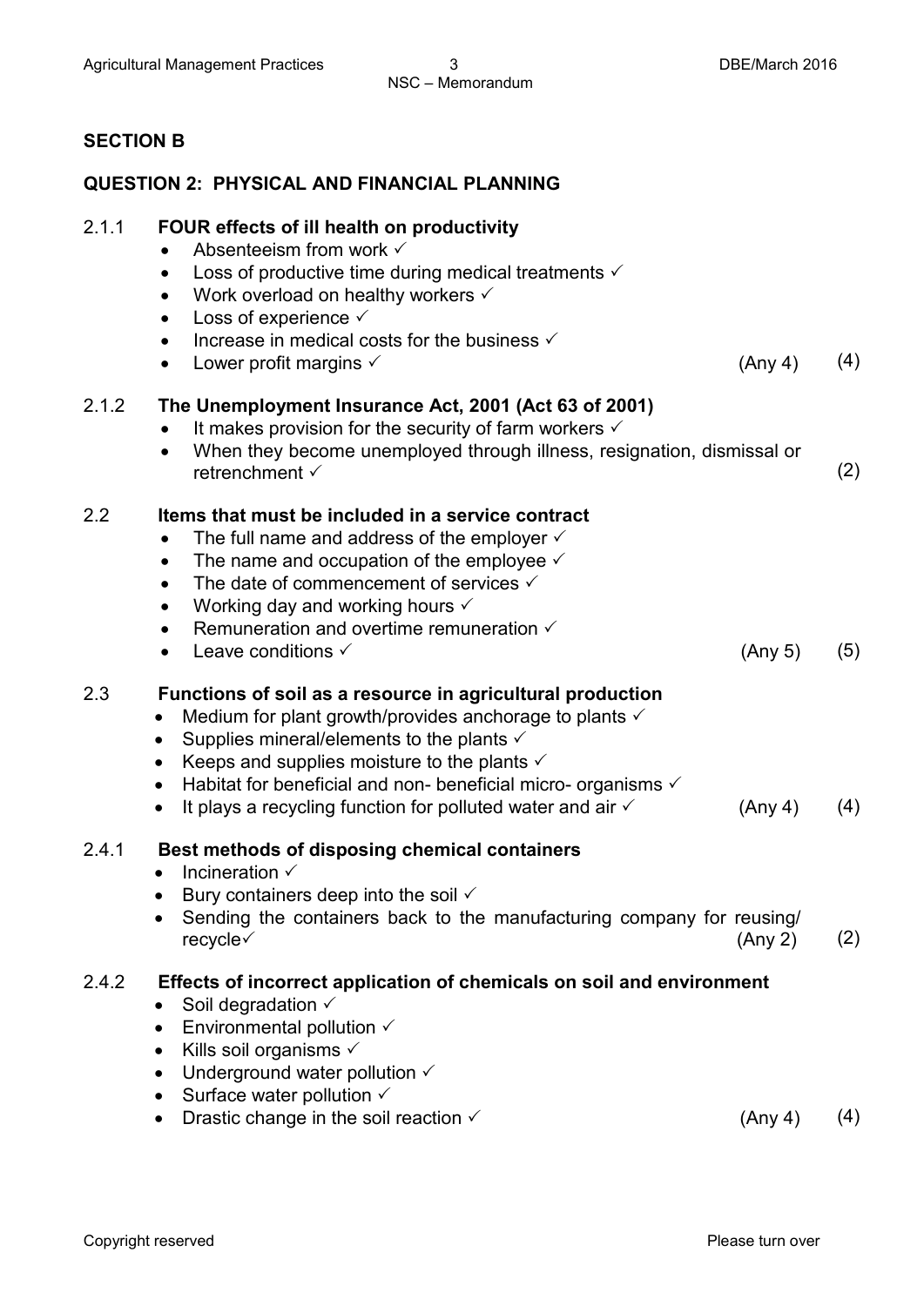## SECTION B

### QUESTION 2: PHYSICAL AND FINANCIAL PLANNING

**2.1.1 FOUR effects of ill health on productivity**

- Absenteeism from work ✓
- Loss of productive time during medical treatments ✓
- Work overload on healthy workers ✓
- Loss of experience ✓
- Increase in medical costs for the business ✓
- Lower profit margins ✓ (Any 4) (4)

**2.1.2 The Unemployment Insurance Act, 2001 (Act 63 of 2001)**

- It makes provision for the security of farm workers ✓
- When they become unemployed through illness, resignation, dismissal or retrenchment ✓ (2)

**2.2 Items that must be included in a service contract**

- The full name and address of the employer ✓
- The name and occupation of the employee ✓
- The date of commencement of services ✓
- Working day and working hours ✓
- Remuneration and overtime remuneration ✓
- Leave conditions ✓ (Any 5) (5)

**2.3 Functions of soil as a resource in agricultural production**

- Medium for plant growth/provides anchorage to plants ✓
- Supplies mineral/elements to the plants ✓
- Keeps and supplies moisture to the plants ✓
- Habitat for beneficial and non- beneficial micro- organisms ✓
- It plays a recycling function for polluted water and air ✓ (Any 4) (4)

**2.4.1 Best methods of disposing chemical containers**

- Incineration ✓
- Bury containers deep into the soil ✓
- Sending the containers back to the manufacturing company for reusing/ recycle✓ (Any 2) (2)

**2.4.2 Effects of incorrect application of chemicals on soil and environment**

- Soil degradation ✓
- Environmental pollution ✓
- Kills soil organisms ✓
- Underground water pollution ✓
- Surface water pollution ✓
- Drastic change in the soil reaction ✓ (Any 4) (4)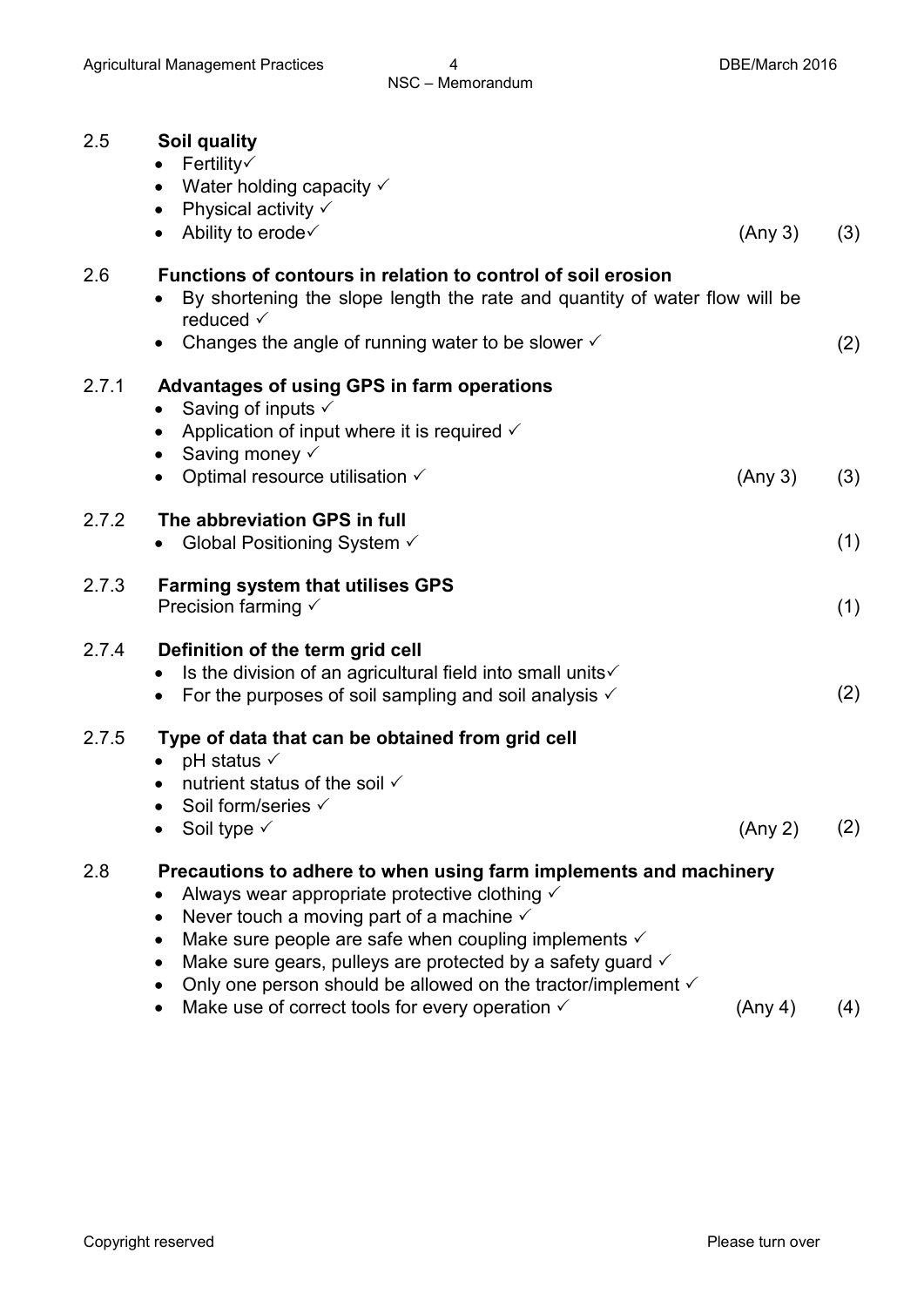2.5 **Soil quality**

- Fertility✓
- Water holding capacity ✓
- Physical activity ✓
- Ability to erode✓ (Any 3) (3)

2.6 **Functions of contours in relation to control of soil erosion**

- By shortening the slope length the rate and quantity of water flow will be reduced ✓
- Changes the angle of running water to be slower ✓ (2)

2.7.1 **Advantages of using GPS in farm operations**

- Saving of inputs ✓
- Application of input where it is required ✓
- Saving money ✓
- Optimal resource utilisation ✓ (Any 3) (3)

2.7.2 **The abbreviation GPS in full**

- Global Positioning System ✓ (1)

2.7.3 **Farming system that utilises GPS**

Precision farming ✓ (1)

2.7.4 **Definition of the term grid cell**

- Is the division of an agricultural field into small units✓
- For the purposes of soil sampling and soil analysis ✓ (2)

2.7.5 **Type of data that can be obtained from grid cell**

- pH status ✓
- nutrient status of the soil ✓
- Soil form/series ✓
- Soil type ✓ (Any 2) (2)

2.8 **Precautions to adhere to when using farm implements and machinery**

- Always wear appropriate protective clothing ✓
- Never touch a moving part of a machine ✓
- Make sure people are safe when coupling implements ✓
- Make sure gears, pulleys are protected by a safety guard ✓
- Only one person should be allowed on the tractor/implement ✓
- Make use of correct tools for every operation ✓ (Any 4) (4)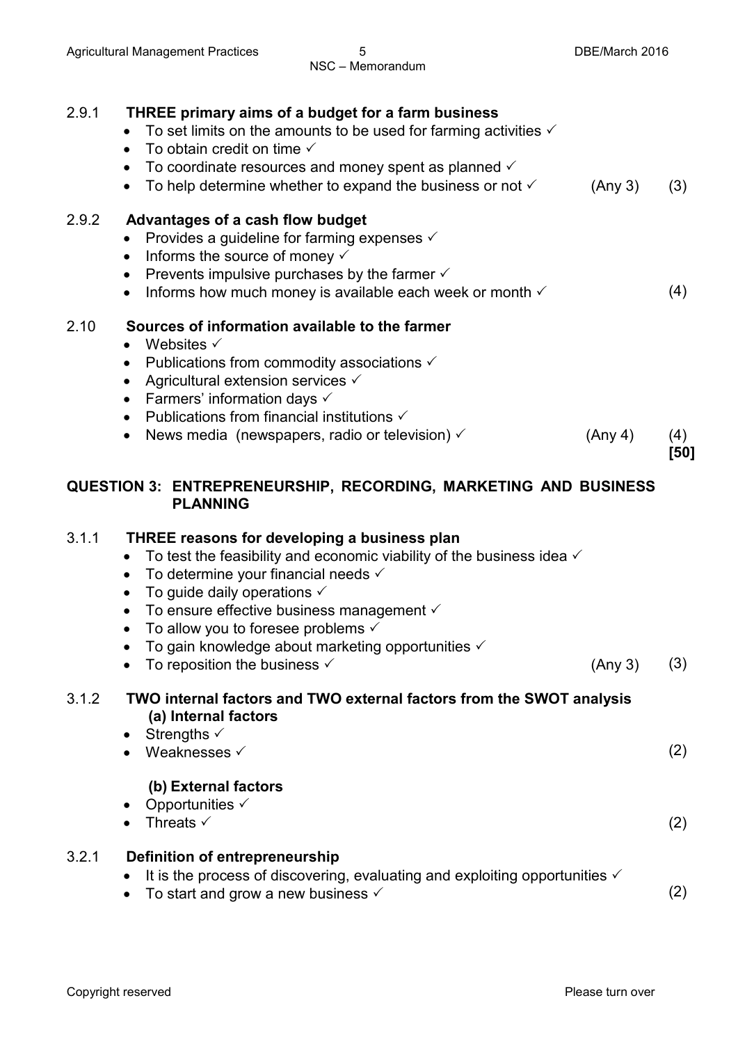2.9.1 **THREE primary aims of a budget for a farm business**

- To set limits on the amounts to be used for farming activities ✓
- To obtain credit on time ✓
- To coordinate resources and money spent as planned ✓
- To help determine whether to expand the business or not ✓ (Any 3) (3)

2.9.2 **Advantages of a cash flow budget**

- Provides a guideline for farming expenses ✓
- Informs the source of money ✓
- Prevents impulsive purchases by the farmer ✓
- Informs how much money is available each week or month ✓ (4)

2.10 **Sources of information available to the farmer**

- Websites ✓
- Publications from commodity associations ✓
- Agricultural extension services ✓
- Farmers' information days ✓
- Publications from financial institutions ✓
- News media (newspapers, radio or television) ✓ (Any 4) (4)

**[50]**

## QUESTION 3: ENTREPRENEURSHIP, RECORDING, MARKETING AND BUSINESS PLANNING

3.1.1 **THREE reasons for developing a business plan**

- To test the feasibility and economic viability of the business idea ✓
- To determine your financial needs ✓
- To guide daily operations ✓
- To ensure effective business management ✓
- To allow you to foresee problems ✓
- To gain knowledge about marketing opportunities ✓
- To reposition the business ✓ (Any 3) (3)

3.1.2 **TWO internal factors and TWO external factors from the SWOT analysis**

**(a) Internal factors**

- Strengths ✓
- Weaknesses ✓ (2)

**(b) External factors**

- Opportunities ✓
- Threats ✓ (2)

3.2.1 **Definition of entrepreneurship**

- It is the process of discovering, evaluating and exploiting opportunities ✓
- To start and grow a new business ✓ (2)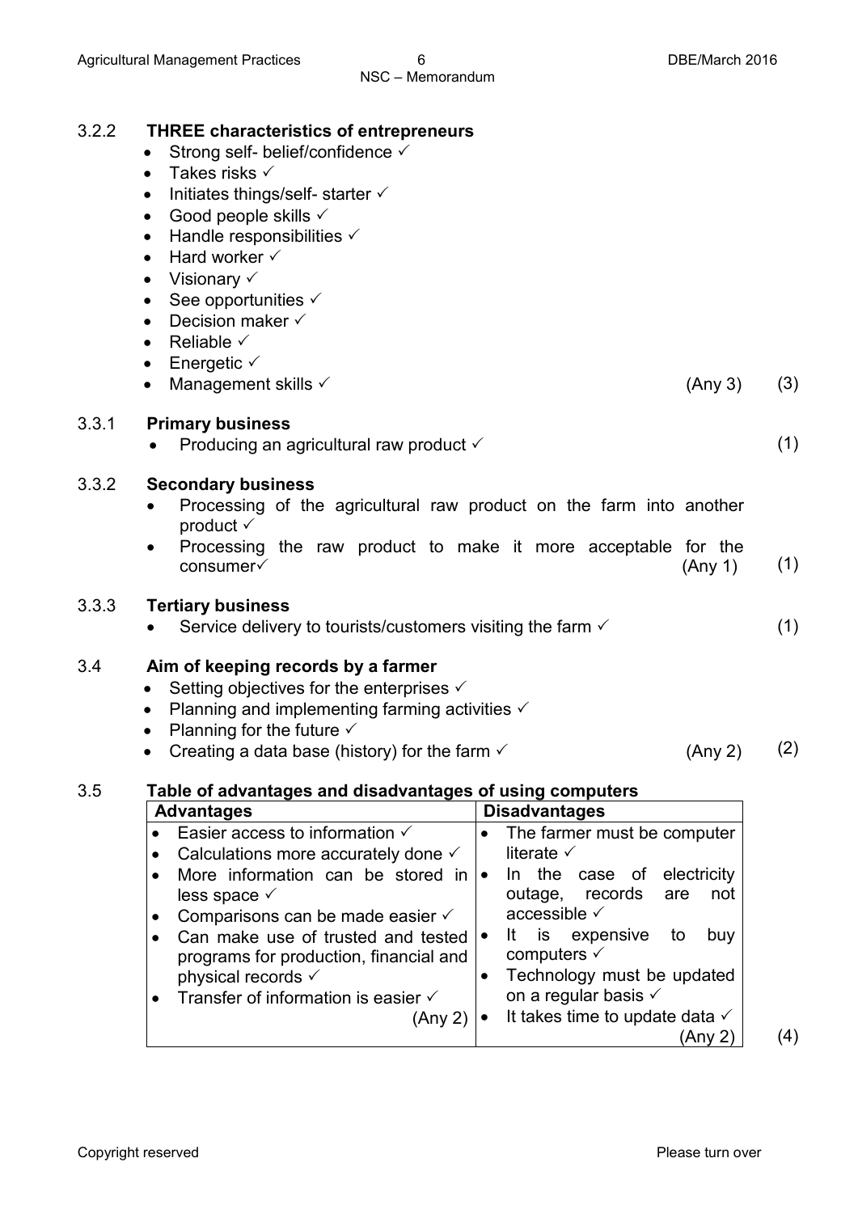3.2.2 **THREE characteristics of entrepreneurs**

- Strong self- belief/confidence ✓
- Takes risks ✓
- Initiates things/self- starter ✓
- Good people skills ✓
- Handle responsibilities ✓
- Hard worker ✓
- Visionary ✓
- See opportunities ✓
- Decision maker ✓
- Reliable ✓
- Energetic ✓
- Management skills ✓ (Any 3) (3)

3.3.1 **Primary business**

- Producing an agricultural raw product ✓ (1)

3.3.2 **Secondary business**

- Processing of the agricultural raw product on the farm into another product ✓
- Processing the raw product to make it more acceptable for the consumer✓ (Any 1) (1)

3.3.3 **Tertiary business**

- Service delivery to tourists/customers visiting the farm ✓ (1)

3.4 **Aim of keeping records by a farmer**

- Setting objectives for the enterprises ✓
- Planning and implementing farming activities ✓
- Planning for the future ✓
- Creating a data base (history) for the farm ✓ (Any 2) (2)

3.5 **Table of advantages and disadvantages of using computers**

| Advantages | Disadvantages |
|---|---|
| • Easier access to information ✓<br>• Calculations more accurately done ✓<br>• More information can be stored in less space ✓<br>• Comparisons can be made easier ✓<br>• Can make use of trusted and tested programs for production, financial and physical records ✓<br>• Transfer of information is easier ✓<br>(Any 2) | • The farmer must be computer literate ✓<br>• In the case of electricity outage, records are not accessible ✓<br>• It is expensive to buy computers ✓<br>• Technology must be updated on a regular basis ✓<br>• It takes time to update data ✓<br>(Any 2) |

(4)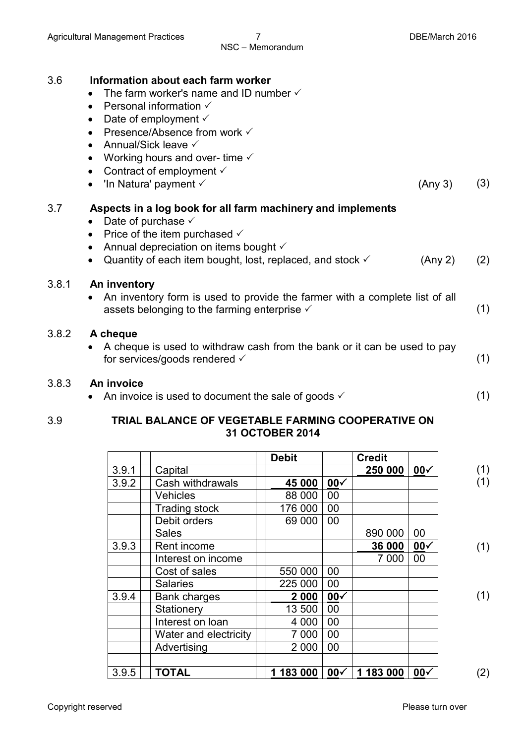3.6 **Information about each farm worker**

- The farm worker's name and ID number ✓
- Personal information ✓
- Date of employment ✓
- Presence/Absence from work ✓
- Annual/Sick leave ✓
- Working hours and over- time ✓
- Contract of employment ✓
- 'In Natura' payment ✓ (Any 3) (3)

3.7 **Aspects in a log book for all farm machinery and implements**

- Date of purchase ✓
- Price of the item purchased ✓
- Annual depreciation on items bought ✓
- Quantity of each item bought, lost, replaced, and stock ✓ (Any 2) (2)

3.8.1 **An inventory**

- An inventory form is used to provide the farmer with a complete list of all assets belonging to the farming enterprise ✓ (1)

3.8.2 **A cheque**

- A cheque is used to withdraw cash from the bank or it can be used to pay for services/goods rendered ✓ (1)

3.8.3 **An invoice**

- An invoice is used to document the sale of goods ✓ (1)

3.9 **TRIAL BALANCE OF VEGETABLE FARMING COOPERATIVE ON 31 OCTOBER 2014**

| | | Debit | | Credit | | |
|---|---|---|---|---|---|---|
| 3.9.1 | Capital | | | **250 000** | **00**✓ | (1) |
| 3.9.2 | Cash withdrawals | **45 000** | **00**✓ | | | (1) |
| | Vehicles | 88 000 | 00 | | | |
| | Trading stock | 176 000 | 00 | | | |
| | Debit orders | 69 000 | 00 | | | |
| | Sales | | | 890 000 | 00 | |
| 3.9.3 | Rent income | | | **36 000** | **00**✓ | (1) |
| | Interest on income | | | 7 000 | 00 | |
| | Cost of sales | 550 000 | 00 | | | |
| | Salaries | 225 000 | 00 | | | |
| 3.9.4 | Bank charges | **2 000** | **00**✓ | | | (1) |
| | Stationery | 13 500 | 00 | | | |
| | Interest on loan | 4 000 | 00 | | | |
| | Water and electricity | 7 000 | 00 | | | |
| | Advertising | 2 000 | 00 | | | |
| | | | | | | |
| 3.9.5 | **TOTAL** | **1 183 000** | **00**✓ | **1 183 000** | **00**✓ | (2) |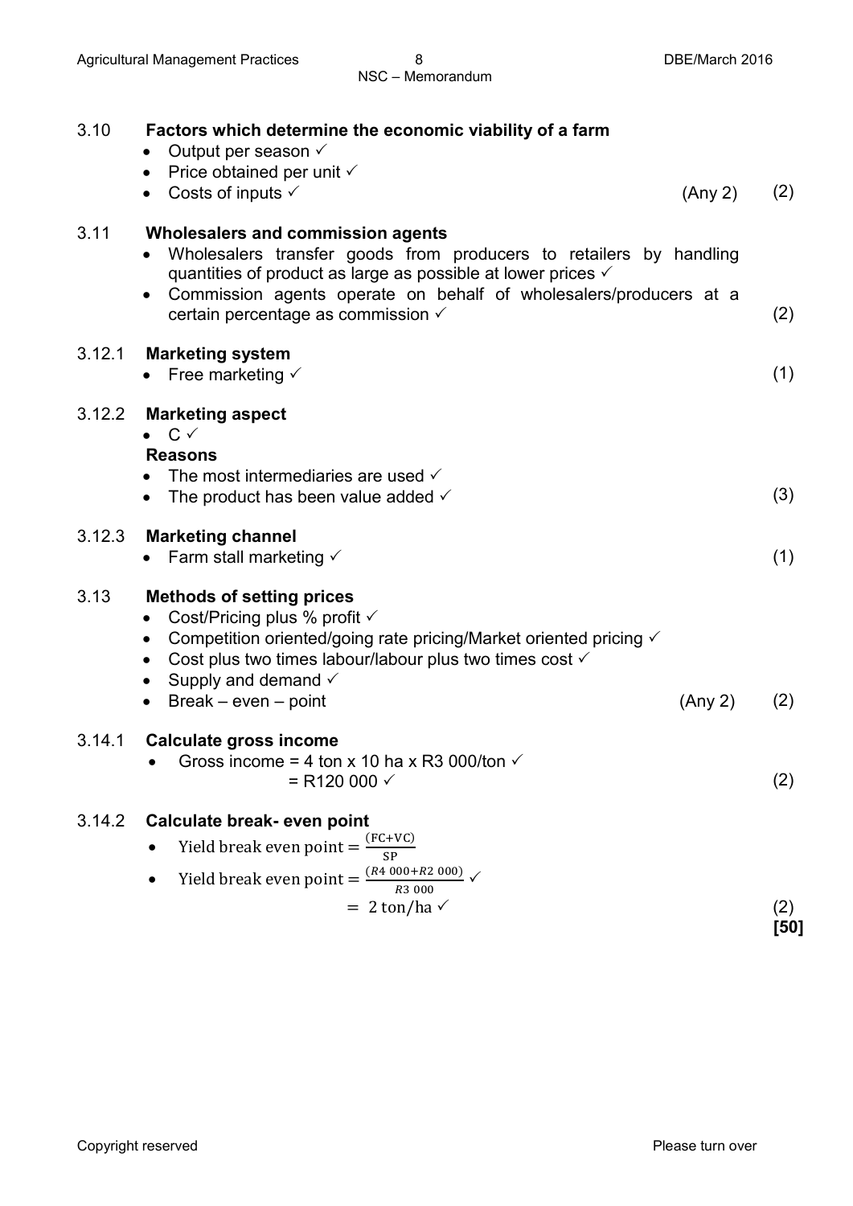3.10 **Factors which determine the economic viability of a farm**

- Output per season ✓
- Price obtained per unit ✓
- Costs of inputs ✓ (Any 2) (2)

3.11 **Wholesalers and commission agents**

- Wholesalers transfer goods from producers to retailers by handling quantities of product as large as possible at lower prices ✓
- Commission agents operate on behalf of wholesalers/producers at a certain percentage as commission ✓ (2)

3.12.1 **Marketing system**

- Free marketing ✓ (1)

3.12.2 **Marketing aspect**

- C ✓

**Reasons**

- The most intermediaries are used ✓
- The product has been value added ✓ (3)

3.12.3 **Marketing channel**

- Farm stall marketing ✓ (1)

3.13 **Methods of setting prices**

- Cost/Pricing plus % profit ✓
- Competition oriented/going rate pricing/Market oriented pricing ✓
- Cost plus two times labour/labour plus two times cost ✓
- Supply and demand ✓
- Break – even – point (Any 2) (2)

3.14.1 **Calculate gross income**

- Gross income = 4 ton x 10 ha x R3 000/ton ✓
  = R120 000 ✓ (2)

3.14.2 **Calculate break- even point**

- $\text{Yield break even point} = \frac{(\text{FC+VC})}{\text{SP}}$
- $\text{Yield break even point} = \frac{(R4\ 000+R2\ 000)}{R3\ 000}$ ✓
  $= 2\ \text{ton/ha}$ ✓ (2)

**[50]**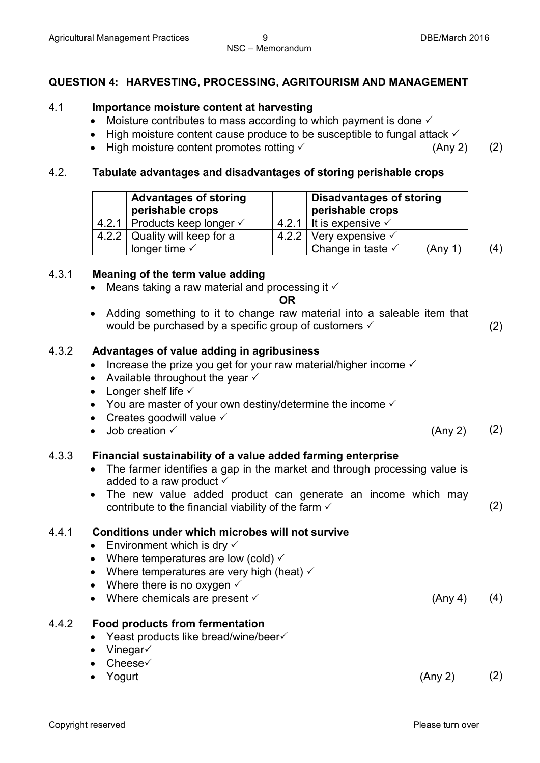## QUESTION 4: HARVESTING, PROCESSING, AGRITOURISM AND MANAGEMENT

**4.1 Importance moisture content at harvesting**

- Moisture contributes to mass according to which payment is done ✓
- High moisture content cause produce to be susceptible to fungal attack ✓
- High moisture content promotes rotting ✓ (Any 2) (2)

**4.2. Tabulate advantages and disadvantages of storing perishable crops**

| | Advantages of storing perishable crops | | Disadvantages of storing perishable crops |
|---|---|---|---|
| 4.2.1 | Products keep longer ✓ | 4.2.1 | It is expensive ✓ |
| 4.2.2 | Quality will keep for a longer time ✓ | 4.2.2 | Very expensive ✓<br>Change in taste ✓ (Any 1) |

(4)

**4.3.1 Meaning of the term value adding**

- Means taking a raw material and processing it ✓

**OR**

- Adding something to it to change raw material into a saleable item that would be purchased by a specific group of customers ✓ (2)

**4.3.2 Advantages of value adding in agribusiness**

- Increase the prize you get for your raw material/higher income ✓
- Available throughout the year ✓
- Longer shelf life ✓
- You are master of your own destiny/determine the income ✓
- Creates goodwill value ✓
- Job creation ✓ (Any 2) (2)

**4.3.3 Financial sustainability of a value added farming enterprise**

- The farmer identifies a gap in the market and through processing value is added to a raw product ✓
- The new value added product can generate an income which may contribute to the financial viability of the farm ✓ (2)

**4.4.1 Conditions under which microbes will not survive**

- Environment which is dry ✓
- Where temperatures are low (cold) ✓
- Where temperatures are very high (heat) ✓
- Where there is no oxygen ✓
- Where chemicals are present ✓ (Any 4) (4)

**4.4.2 Food products from fermentation**

- Yeast products like bread/wine/beer✓
- Vinegar✓
- Cheese✓
- Yogurt (Any 2) (2)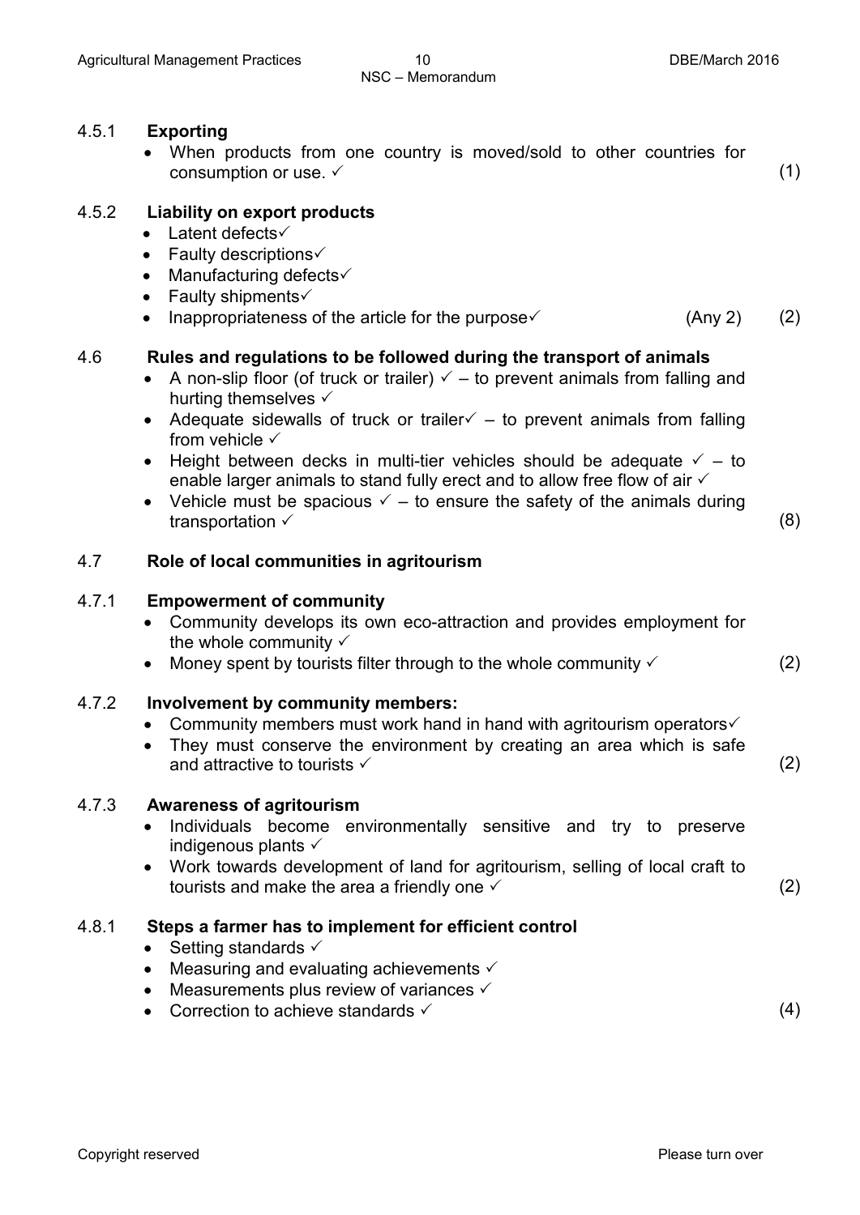4.5.1 **Exporting**

- When products from one country is moved/sold to other countries for consumption or use. ✓ (1)

4.5.2 **Liability on export products**

- Latent defects✓
- Faulty descriptions✓
- Manufacturing defects✓
- Faulty shipments✓
- Inappropriateness of the article for the purpose✓ (Any 2) (2)

4.6 **Rules and regulations to be followed during the transport of animals**

- A non-slip floor (of truck or trailer) ✓ – to prevent animals from falling and hurting themselves ✓
- Adequate sidewalls of truck or trailer✓ – to prevent animals from falling from vehicle ✓
- Height between decks in multi-tier vehicles should be adequate ✓ – to enable larger animals to stand fully erect and to allow free flow of air ✓
- Vehicle must be spacious ✓ – to ensure the safety of the animals during transportation ✓ (8)

4.7 **Role of local communities in agritourism**

4.7.1 **Empowerment of community**

- Community develops its own eco-attraction and provides employment for the whole community ✓
- Money spent by tourists filter through to the whole community ✓ (2)

4.7.2 **Involvement by community members:**

- Community members must work hand in hand with agritourism operators✓
- They must conserve the environment by creating an area which is safe and attractive to tourists ✓ (2)

4.7.3 **Awareness of agritourism**

- Individuals become environmentally sensitive and try to preserve indigenous plants ✓
- Work towards development of land for agritourism, selling of local craft to tourists and make the area a friendly one ✓ (2)

4.8.1 **Steps a farmer has to implement for efficient control**

- Setting standards ✓
- Measuring and evaluating achievements ✓
- Measurements plus review of variances ✓
- Correction to achieve standards ✓ (4)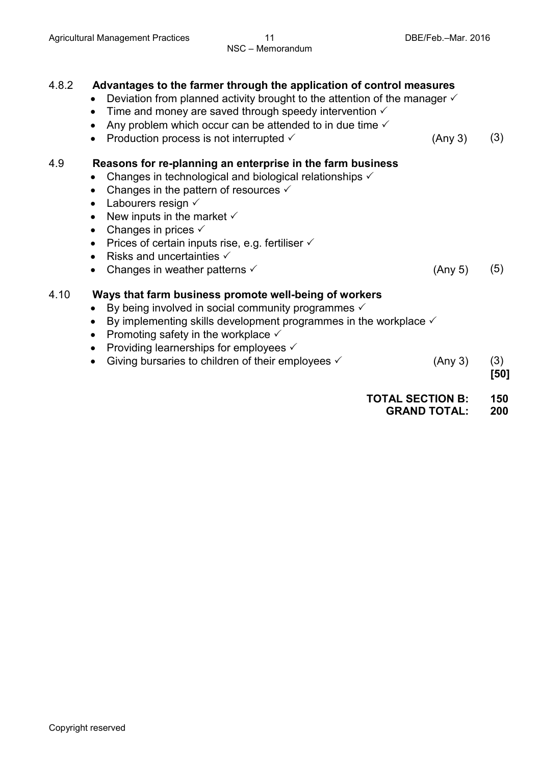### 4.8.2 Advantages to the farmer through the application of control measures

- Deviation from planned activity brought to the attention of the manager ✓
- Time and money are saved through speedy intervention ✓
- Any problem which occur can be attended to in due time ✓
- Production process is not interrupted ✓ (Any 3) (3)

### 4.9 Reasons for re-planning an enterprise in the farm business

- Changes in technological and biological relationships ✓
- Changes in the pattern of resources ✓
- Labourers resign ✓
- New inputs in the market ✓
- Changes in prices ✓
- Prices of certain inputs rise, e.g. fertiliser ✓
- Risks and uncertainties ✓
- Changes in weather patterns ✓ (Any 5) (5)

### 4.10 Ways that farm business promote well-being of workers

- By being involved in social community programmes ✓
- By implementing skills development programmes in the workplace ✓
- Promoting safety in the workplace ✓
- Providing learnerships for employees ✓
- Giving bursaries to children of their employees ✓ (Any 3) (3)

**[50]**

**TOTAL SECTION B: 150**

**GRAND TOTAL: 200**